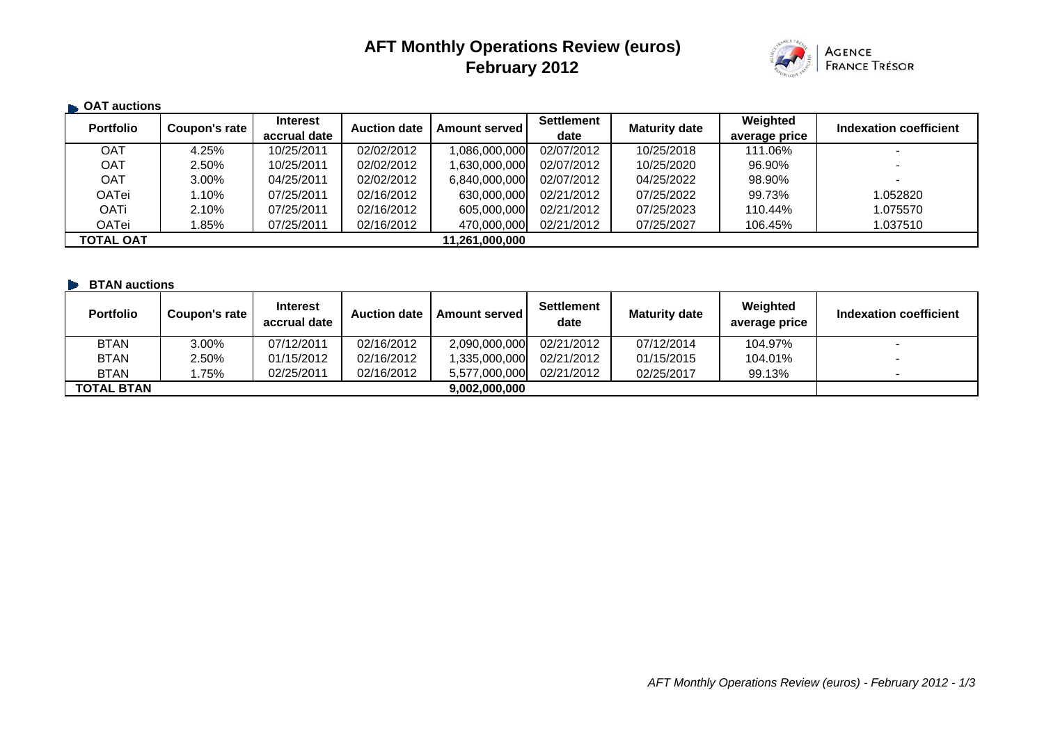# AFT Monthly Operations Review (euros)
## February 2012

AGENCE FRANCE TRÉSOR

### OAT auctions

| Portfolio | Coupon's rate | Interest accrual date | Auction date | Amount served | Settlement date | Maturity date | Weighted average price | Indexation coefficient |
|---|---|---|---|---|---|---|---|---|
| OAT | 4.25% | 10/25/2011 | 02/02/2012 | 1,086,000,000 | 02/07/2012 | 10/25/2018 | 111.06% | - |
| OAT | 2.50% | 10/25/2011 | 02/02/2012 | 1,630,000,000 | 02/07/2012 | 10/25/2020 | 96.90% | - |
| OAT | 3.00% | 04/25/2011 | 02/02/2012 | 6,840,000,000 | 02/07/2012 | 04/25/2022 | 98.90% | - |
| OATei | 1.10% | 07/25/2011 | 02/16/2012 | 630,000,000 | 02/21/2012 | 07/25/2022 | 99.73% | 1.052820 |
| OATi | 2.10% | 07/25/2011 | 02/16/2012 | 605,000,000 | 02/21/2012 | 07/25/2023 | 110.44% | 1.075570 |
| OATei | 1.85% | 07/25/2011 | 02/16/2012 | 470,000,000 | 02/21/2012 | 07/25/2027 | 106.45% | 1.037510 |
| **TOTAL OAT** | | | | **11,261,000,000** | | | | |

### BTAN auctions

| Portfolio | Coupon's rate | Interest accrual date | Auction date | Amount served | Settlement date | Maturity date | Weighted average price | Indexation coefficient |
|---|---|---|---|---|---|---|---|---|
| BTAN | 3.00% | 07/12/2011 | 02/16/2012 | 2,090,000,000 | 02/21/2012 | 07/12/2014 | 104.97% | - |
| BTAN | 2.50% | 01/15/2012 | 02/16/2012 | 1,335,000,000 | 02/21/2012 | 01/15/2015 | 104.01% | - |
| BTAN | 1.75% | 02/25/2011 | 02/16/2012 | 5,577,000,000 | 02/21/2012 | 02/25/2017 | 99.13% | - |
| **TOTAL BTAN** | | | | **9,002,000,000** | | | | |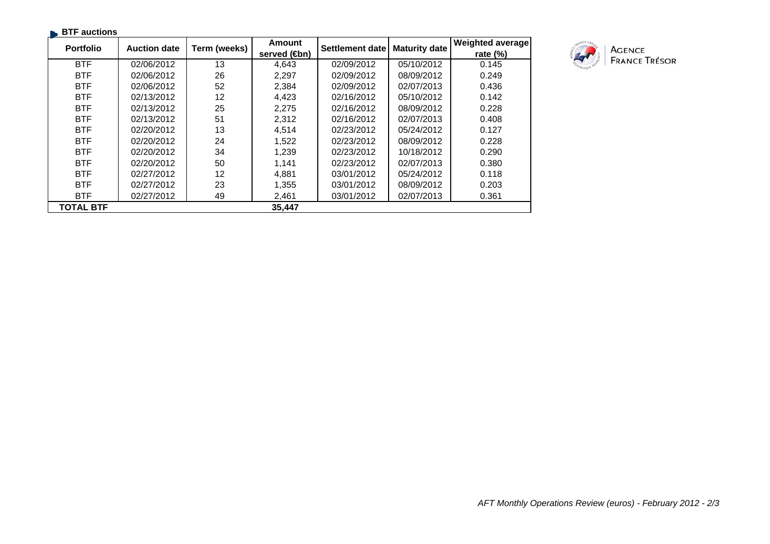## BTF auctions

| Portfolio | Auction date | Term (weeks) | Amount served (€bn) | Settlement date | Maturity date | Weighted average rate (%) |
|---|---|---|---|---|---|---|
| BTF | 02/06/2012 | 13 | 4,643 | 02/09/2012 | 05/10/2012 | 0.145 |
| BTF | 02/06/2012 | 26 | 2,297 | 02/09/2012 | 08/09/2012 | 0.249 |
| BTF | 02/06/2012 | 52 | 2,384 | 02/09/2012 | 02/07/2013 | 0.436 |
| BTF | 02/13/2012 | 12 | 4,423 | 02/16/2012 | 05/10/2012 | 0.142 |
| BTF | 02/13/2012 | 25 | 2,275 | 02/16/2012 | 08/09/2012 | 0.228 |
| BTF | 02/13/2012 | 51 | 2,312 | 02/16/2012 | 02/07/2013 | 0.408 |
| BTF | 02/20/2012 | 13 | 4,514 | 02/23/2012 | 05/24/2012 | 0.127 |
| BTF | 02/20/2012 | 24 | 1,522 | 02/23/2012 | 08/09/2012 | 0.228 |
| BTF | 02/20/2012 | 34 | 1,239 | 02/23/2012 | 10/18/2012 | 0.290 |
| BTF | 02/20/2012 | 50 | 1,141 | 02/23/2012 | 02/07/2013 | 0.380 |
| BTF | 02/27/2012 | 12 | 4,881 | 03/01/2012 | 05/24/2012 | 0.118 |
| BTF | 02/27/2012 | 23 | 1,355 | 03/01/2012 | 08/09/2012 | 0.203 |
| BTF | 02/27/2012 | 49 | 2,461 | 03/01/2012 | 02/07/2013 | 0.361 |
| **TOTAL BTF** | | | **35,447** | | | |

Agence France Trésor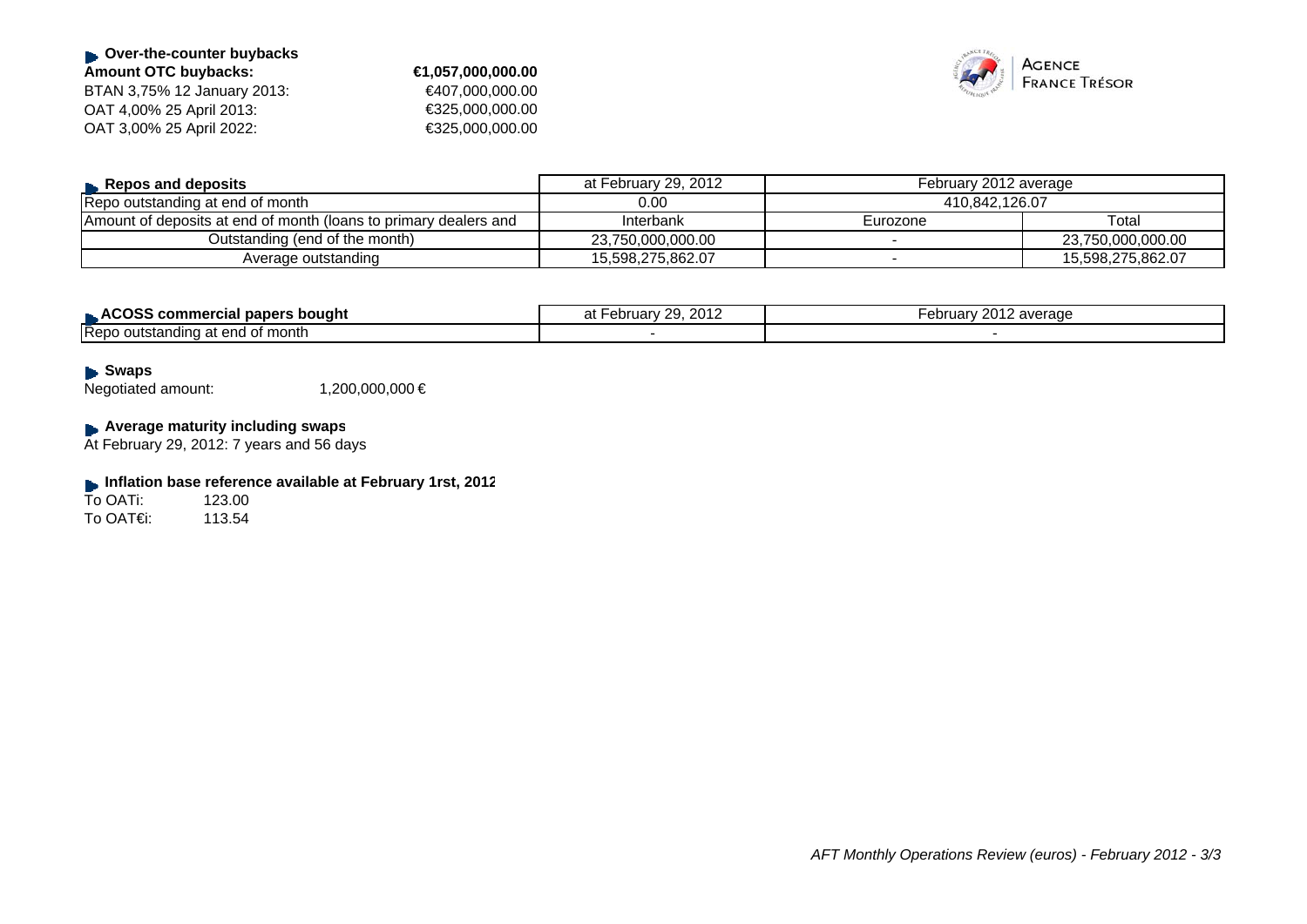### Over-the-counter buybacks

| | |
|---|---|
| **Amount OTC buybacks:** | **€1,057,000,000.00** |
| BTAN 3,75% 12 January 2013: | €407,000,000.00 |
| OAT 4,00% 25 April 2013: | €325,000,000.00 |
| OAT 3,00% 25 April 2022: | €325,000,000.00 |

| **Repos and deposits** | at February 29, 2012 | February 2012 average | |
|---|---|---|---|
| Repo outstanding at end of month | 0.00 | 410,842,126.07 | |
| Amount of deposits at end of month (loans to primary dealers and | Interbank | Eurozone | Total |
| Outstanding (end of the month) | 23,750,000,000.00 | - | 23,750,000,000.00 |
| Average outstanding | 15,598,275,862.07 | - | 15,598,275,862.07 |

| **ACOSS commercial papers bought** | at February 29, 2012 | February 2012 average |
|---|---|---|
| Repo outstanding at end of month | - | - |

### Swaps

Negotiated amount: 1,200,000,000 €

### Average maturity including swaps

At February 29, 2012: 7 years and 56 days

### Inflation base reference available at February 1rst, 2012

| | |
|---|---|
| To OATi: | 123.00 |
| To OAT€i: | 113.54 |